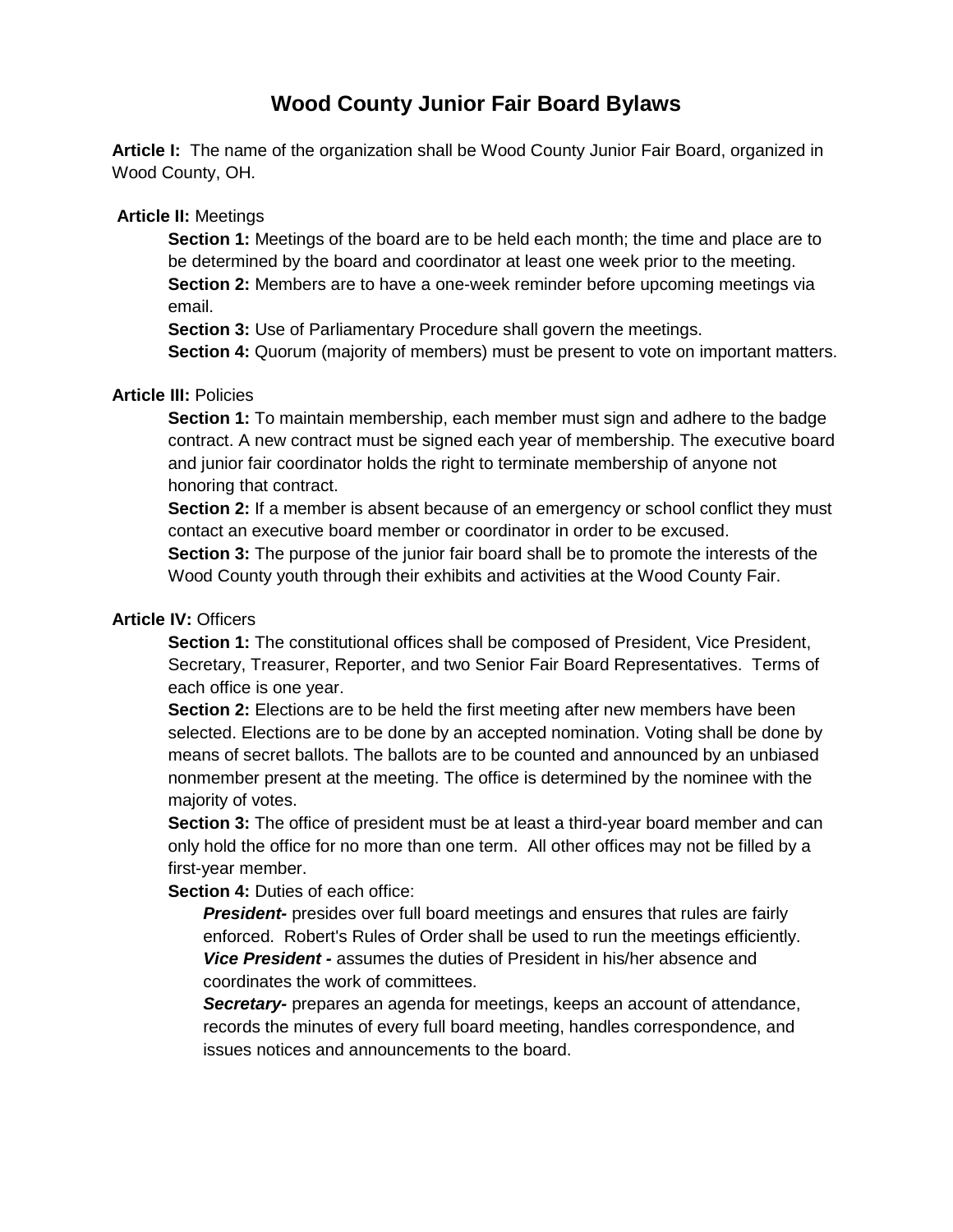# Wood County Junior Fair Board Bylaws

**Article I:** The name of the organization shall be Wood County Junior Fair Board, organized in Wood County, OH.

**Article II:** Meetings

**Section 1:** Meetings of the board are to be held each month; the time and place are to be determined by the board and coordinator at least one week prior to the meeting.
**Section 2:** Members are to have a one-week reminder before upcoming meetings via email.
**Section 3:** Use of Parliamentary Procedure shall govern the meetings.
**Section 4:** Quorum (majority of members) must be present to vote on important matters.

**Article III:** Policies

**Section 1:** To maintain membership, each member must sign and adhere to the badge contract. A new contract must be signed each year of membership. The executive board and junior fair coordinator holds the right to terminate membership of anyone not honoring that contract.
**Section 2:** If a member is absent because of an emergency or school conflict they must contact an executive board member or coordinator in order to be excused.
**Section 3:** The purpose of the junior fair board shall be to promote the interests of the Wood County youth through their exhibits and activities at the Wood County Fair.

**Article IV:** Officers

**Section 1:** The constitutional offices shall be composed of President, Vice President, Secretary, Treasurer, Reporter, and two Senior Fair Board Representatives. Terms of each office is one year.
**Section 2:** Elections are to be held the first meeting after new members have been selected. Elections are to be done by an accepted nomination. Voting shall be done by means of secret ballots. The ballots are to be counted and announced by an unbiased nonmember present at the meeting. The office is determined by the nominee with the majority of votes.
**Section 3:** The office of president must be at least a third-year board member and can only hold the office for no more than one term. All other offices may not be filled by a first-year member.
**Section 4:** Duties of each office:

***President-*** presides over full board meetings and ensures that rules are fairly enforced. Robert's Rules of Order shall be used to run the meetings efficiently.
***Vice President -*** assumes the duties of President in his/her absence and coordinates the work of committees.
***Secretary-*** prepares an agenda for meetings, keeps an account of attendance, records the minutes of every full board meeting, handles correspondence, and issues notices and announcements to the board.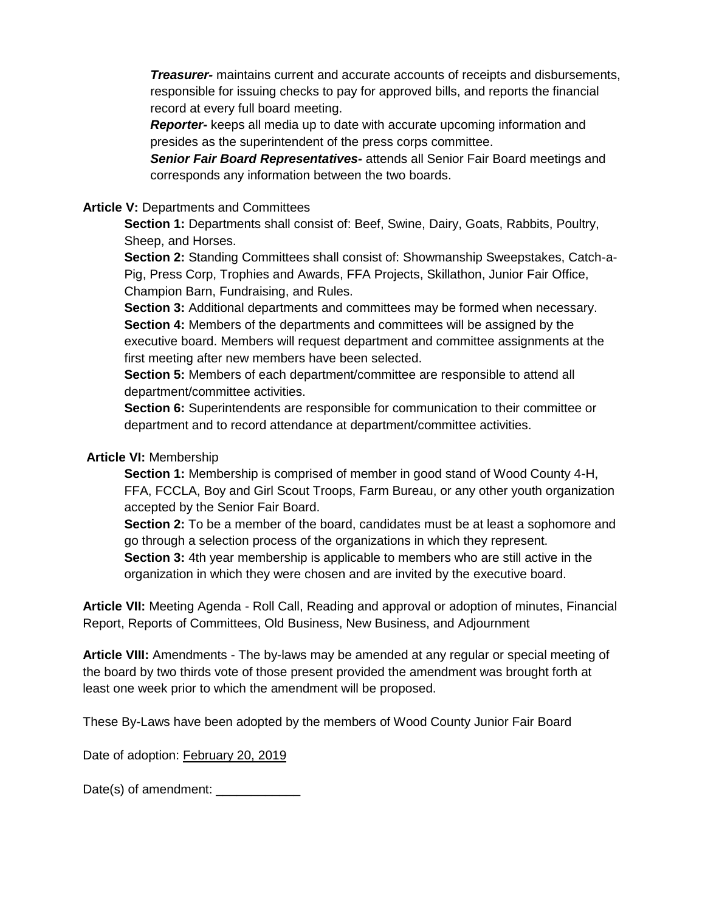***Treasurer-*** maintains current and accurate accounts of receipts and disbursements, responsible for issuing checks to pay for approved bills, and reports the financial record at every full board meeting.

***Reporter-*** keeps all media up to date with accurate upcoming information and presides as the superintendent of the press corps committee.

***Senior Fair Board Representatives-*** attends all Senior Fair Board meetings and corresponds any information between the two boards.

**Article V:** Departments and Committees

**Section 1:** Departments shall consist of: Beef, Swine, Dairy, Goats, Rabbits, Poultry, Sheep, and Horses.

**Section 2:** Standing Committees shall consist of: Showmanship Sweepstakes, Catch-a-Pig, Press Corp, Trophies and Awards, FFA Projects, Skillathon, Junior Fair Office, Champion Barn, Fundraising, and Rules.

**Section 3:** Additional departments and committees may be formed when necessary.

**Section 4:** Members of the departments and committees will be assigned by the executive board. Members will request department and committee assignments at the first meeting after new members have been selected.

**Section 5:** Members of each department/committee are responsible to attend all department/committee activities.

**Section 6:** Superintendents are responsible for communication to their committee or department and to record attendance at department/committee activities.

**Article VI:** Membership

**Section 1:** Membership is comprised of member in good stand of Wood County 4-H, FFA, FCCLA, Boy and Girl Scout Troops, Farm Bureau, or any other youth organization accepted by the Senior Fair Board.

**Section 2:** To be a member of the board, candidates must be at least a sophomore and go through a selection process of the organizations in which they represent.

**Section 3:** 4th year membership is applicable to members who are still active in the organization in which they were chosen and are invited by the executive board.

**Article VII:** Meeting Agenda - Roll Call, Reading and approval or adoption of minutes, Financial Report, Reports of Committees, Old Business, New Business, and Adjournment

**Article VIII:** Amendments - The by-laws may be amended at any regular or special meeting of the board by two thirds vote of those present provided the amendment was brought forth at least one week prior to which the amendment will be proposed.

These By-Laws have been adopted by the members of Wood County Junior Fair Board

Date of adoption: <u>February 20, 2019</u>

Date(s) of amendment: ____________